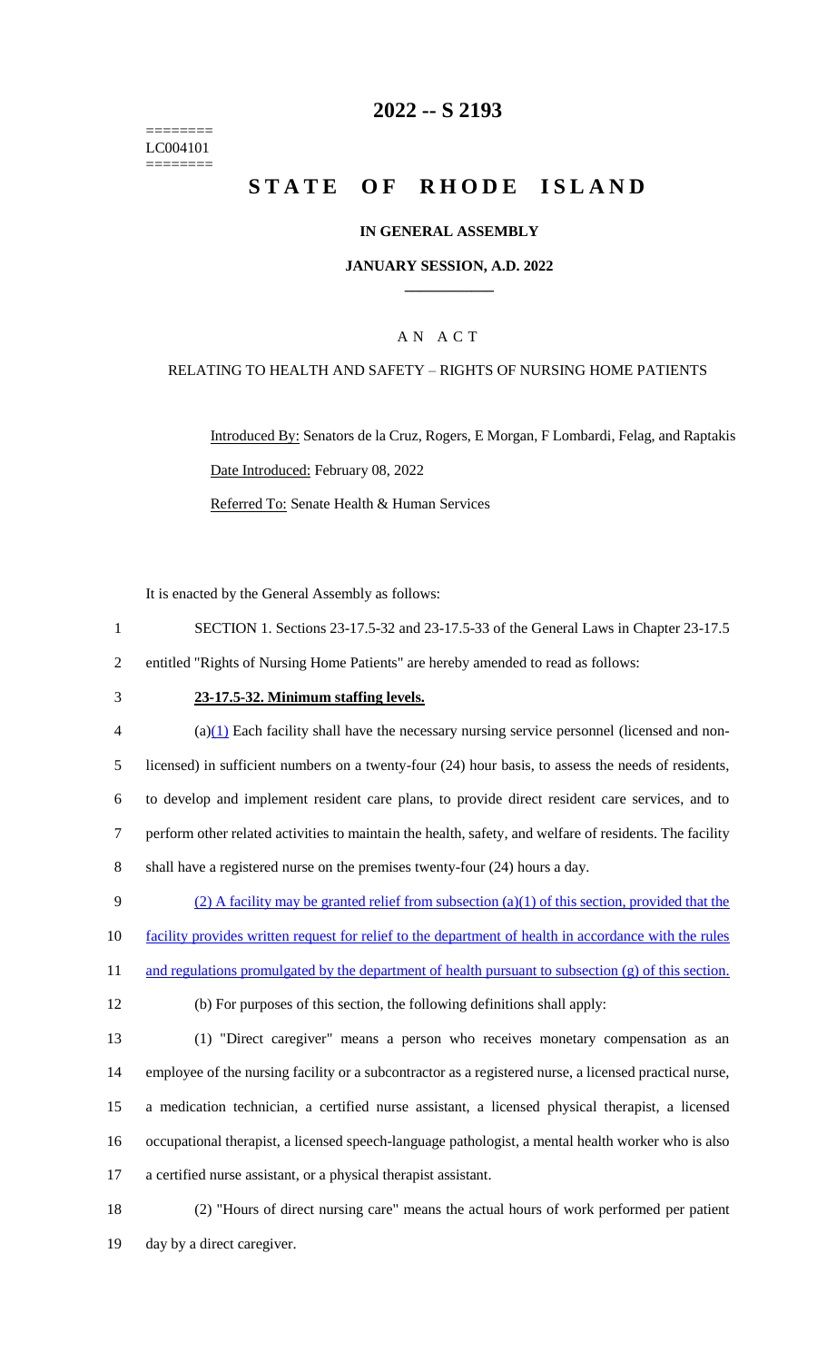========
LC004101
========

# 2022 -- S 2193

# STATE OF RHODE ISLAND

## IN GENERAL ASSEMBLY

### JANUARY SESSION, A.D. 2022

---

## AN ACT

### RELATING TO HEALTH AND SAFETY – RIGHTS OF NURSING HOME PATIENTS

Introduced By: Senators de la Cruz, Rogers, E Morgan, F Lombardi, Felag, and Raptakis

Date Introduced: February 08, 2022

Referred To: Senate Health & Human Services

It is enacted by the General Assembly as follows:

1 SECTION 1. Sections 23-17.5-32 and 23-17.5-33 of the General Laws in Chapter 23-17.5
2 entitled "Rights of Nursing Home Patients" are hereby amended to read as follows:

3 **23-17.5-32. Minimum staffing levels.**

4 (a)(1) Each facility shall have the necessary nursing service personnel (licensed and non-
5 licensed) in sufficient numbers on a twenty-four (24) hour basis, to assess the needs of residents,
6 to develop and implement resident care plans, to provide direct resident care services, and to
7 perform other related activities to maintain the health, safety, and welfare of residents. The facility
8 shall have a registered nurse on the premises twenty-four (24) hours a day.

9 (2) A facility may be granted relief from subsection (a)(1) of this section, provided that the
10 facility provides written request for relief to the department of health in accordance with the rules
11 and regulations promulgated by the department of health pursuant to subsection (g) of this section.

12 (b) For purposes of this section, the following definitions shall apply:

13 (1) "Direct caregiver" means a person who receives monetary compensation as an
14 employee of the nursing facility or a subcontractor as a registered nurse, a licensed practical nurse,
15 a medication technician, a certified nurse assistant, a licensed physical therapist, a licensed
16 occupational therapist, a licensed speech-language pathologist, a mental health worker who is also
17 a certified nurse assistant, or a physical therapist assistant.

18 (2) "Hours of direct nursing care" means the actual hours of work performed per patient
19 day by a direct caregiver.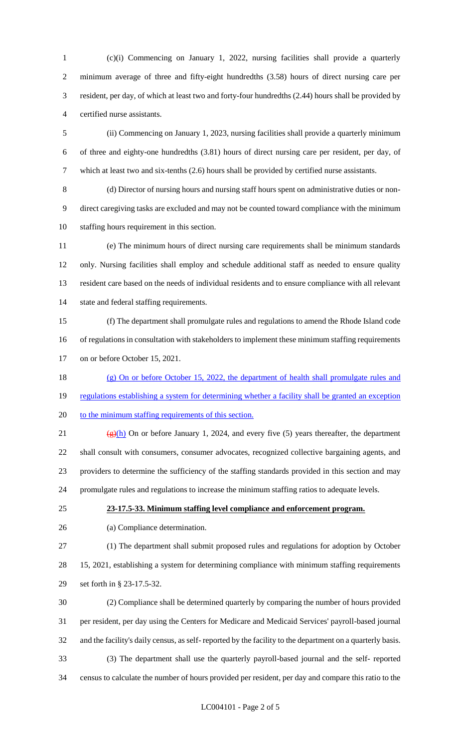(c)(i) Commencing on January 1, 2022, nursing facilities shall provide a quarterly minimum average of three and fifty-eight hundredths (3.58) hours of direct nursing care per resident, per day, of which at least two and forty-four hundredths (2.44) hours shall be provided by certified nurse assistants.

(ii) Commencing on January 1, 2023, nursing facilities shall provide a quarterly minimum of three and eighty-one hundredths (3.81) hours of direct nursing care per resident, per day, of which at least two and six-tenths (2.6) hours shall be provided by certified nurse assistants.

(d) Director of nursing hours and nursing staff hours spent on administrative duties or non-direct caregiving tasks are excluded and may not be counted toward compliance with the minimum staffing hours requirement in this section.

(e) The minimum hours of direct nursing care requirements shall be minimum standards only. Nursing facilities shall employ and schedule additional staff as needed to ensure quality resident care based on the needs of individual residents and to ensure compliance with all relevant state and federal staffing requirements.

(f) The department shall promulgate rules and regulations to amend the Rhode Island code of regulations in consultation with stakeholders to implement these minimum staffing requirements on or before October 15, 2021.

(g) On or before October 15, 2022, the department of health shall promulgate rules and regulations establishing a system for determining whether a facility shall be granted an exception to the minimum staffing requirements of this section.

~~(g)~~(h) On or before January 1, 2024, and every five (5) years thereafter, the department shall consult with consumers, consumer advocates, recognized collective bargaining agents, and providers to determine the sufficiency of the staffing standards provided in this section and may promulgate rules and regulations to increase the minimum staffing ratios to adequate levels.

**23-17.5-33. Minimum staffing level compliance and enforcement program.**

(a) Compliance determination.

(1) The department shall submit proposed rules and regulations for adoption by October 15, 2021, establishing a system for determining compliance with minimum staffing requirements set forth in § 23-17.5-32.

(2) Compliance shall be determined quarterly by comparing the number of hours provided per resident, per day using the Centers for Medicare and Medicaid Services' payroll-based journal and the facility's daily census, as self- reported by the facility to the department on a quarterly basis.

(3) The department shall use the quarterly payroll-based journal and the self- reported census to calculate the number of hours provided per resident, per day and compare this ratio to the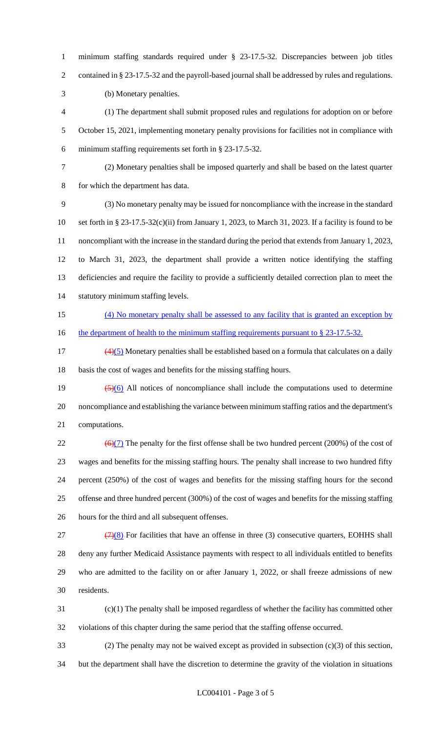minimum staffing standards required under § 23-17.5-32. Discrepancies between job titles contained in § 23-17.5-32 and the payroll-based journal shall be addressed by rules and regulations.

(b) Monetary penalties.

(1) The department shall submit proposed rules and regulations for adoption on or before October 15, 2021, implementing monetary penalty provisions for facilities not in compliance with minimum staffing requirements set forth in § 23-17.5-32.

(2) Monetary penalties shall be imposed quarterly and shall be based on the latest quarter for which the department has data.

(3) No monetary penalty may be issued for noncompliance with the increase in the standard set forth in § 23-17.5-32(c)(ii) from January 1, 2023, to March 31, 2023. If a facility is found to be noncompliant with the increase in the standard during the period that extends from January 1, 2023, to March 31, 2023, the department shall provide a written notice identifying the staffing deficiencies and require the facility to provide a sufficiently detailed correction plan to meet the statutory minimum staffing levels.

(4) No monetary penalty shall be assessed to any facility that is granted an exception by the department of health to the minimum staffing requirements pursuant to § 23-17.5-32.

~~(4)~~(5) Monetary penalties shall be established based on a formula that calculates on a daily basis the cost of wages and benefits for the missing staffing hours.

~~(5)~~(6) All notices of noncompliance shall include the computations used to determine noncompliance and establishing the variance between minimum staffing ratios and the department's computations.

~~(6)~~(7) The penalty for the first offense shall be two hundred percent (200%) of the cost of wages and benefits for the missing staffing hours. The penalty shall increase to two hundred fifty percent (250%) of the cost of wages and benefits for the missing staffing hours for the second offense and three hundred percent (300%) of the cost of wages and benefits for the missing staffing hours for the third and all subsequent offenses.

~~(7)~~(8) For facilities that have an offense in three (3) consecutive quarters, EOHHS shall deny any further Medicaid Assistance payments with respect to all individuals entitled to benefits who are admitted to the facility on or after January 1, 2022, or shall freeze admissions of new residents.

(c)(1) The penalty shall be imposed regardless of whether the facility has committed other violations of this chapter during the same period that the staffing offense occurred.

(2) The penalty may not be waived except as provided in subsection (c)(3) of this section, but the department shall have the discretion to determine the gravity of the violation in situations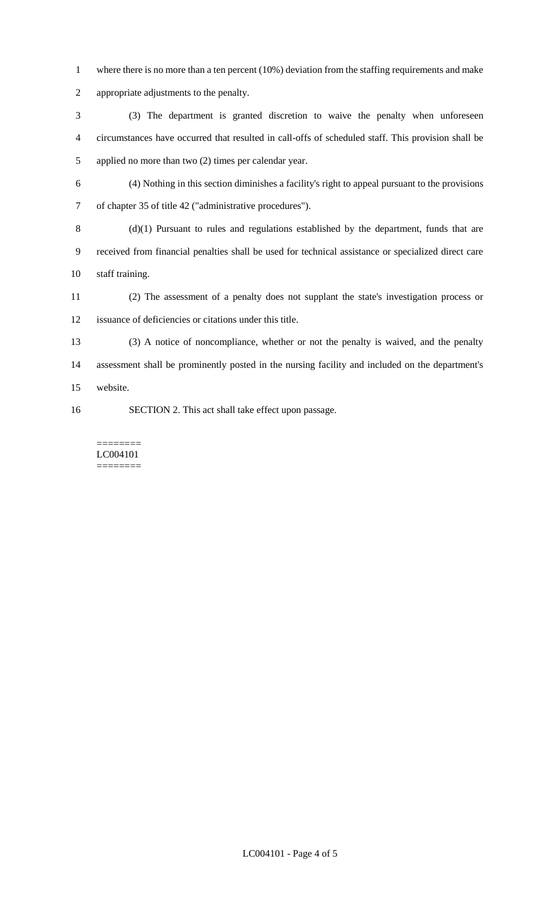where there is no more than a ten percent (10%) deviation from the staffing requirements and make appropriate adjustments to the penalty.

(3) The department is granted discretion to waive the penalty when unforeseen circumstances have occurred that resulted in call-offs of scheduled staff. This provision shall be applied no more than two (2) times per calendar year.

(4) Nothing in this section diminishes a facility's right to appeal pursuant to the provisions of chapter 35 of title 42 ("administrative procedures").

(d)(1) Pursuant to rules and regulations established by the department, funds that are received from financial penalties shall be used for technical assistance or specialized direct care staff training.

(2) The assessment of a penalty does not supplant the state's investigation process or issuance of deficiencies or citations under this title.

(3) A notice of noncompliance, whether or not the penalty is waived, and the penalty assessment shall be prominently posted in the nursing facility and included on the department's website.

SECTION 2. This act shall take effect upon passage.

========
LC004101
========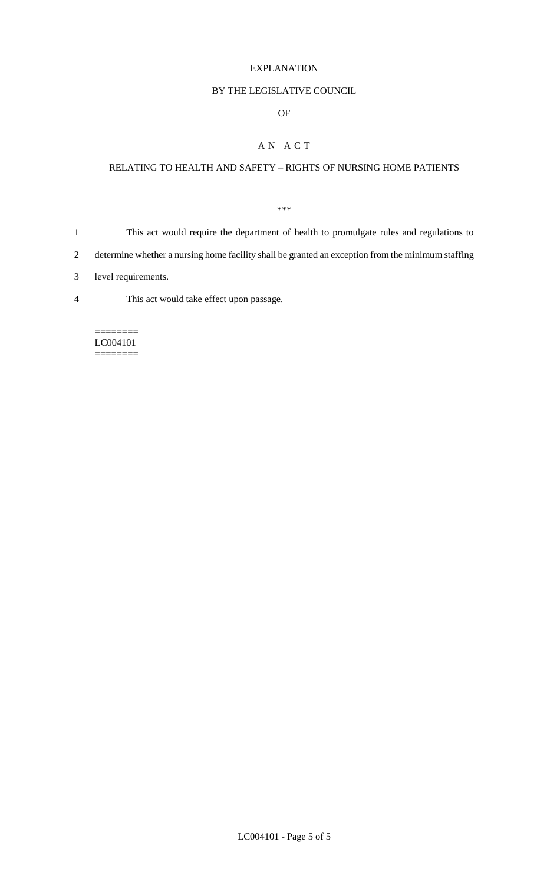EXPLANATION

BY THE LEGISLATIVE COUNCIL

OF

A N A C T

RELATING TO HEALTH AND SAFETY – RIGHTS OF NURSING HOME PATIENTS

\*\*\*

1 This act would require the department of health to promulgate rules and regulations to
2 determine whether a nursing home facility shall be granted an exception from the minimum staffing
3 level requirements.
4 This act would take effect upon passage.

========
LC004101
========